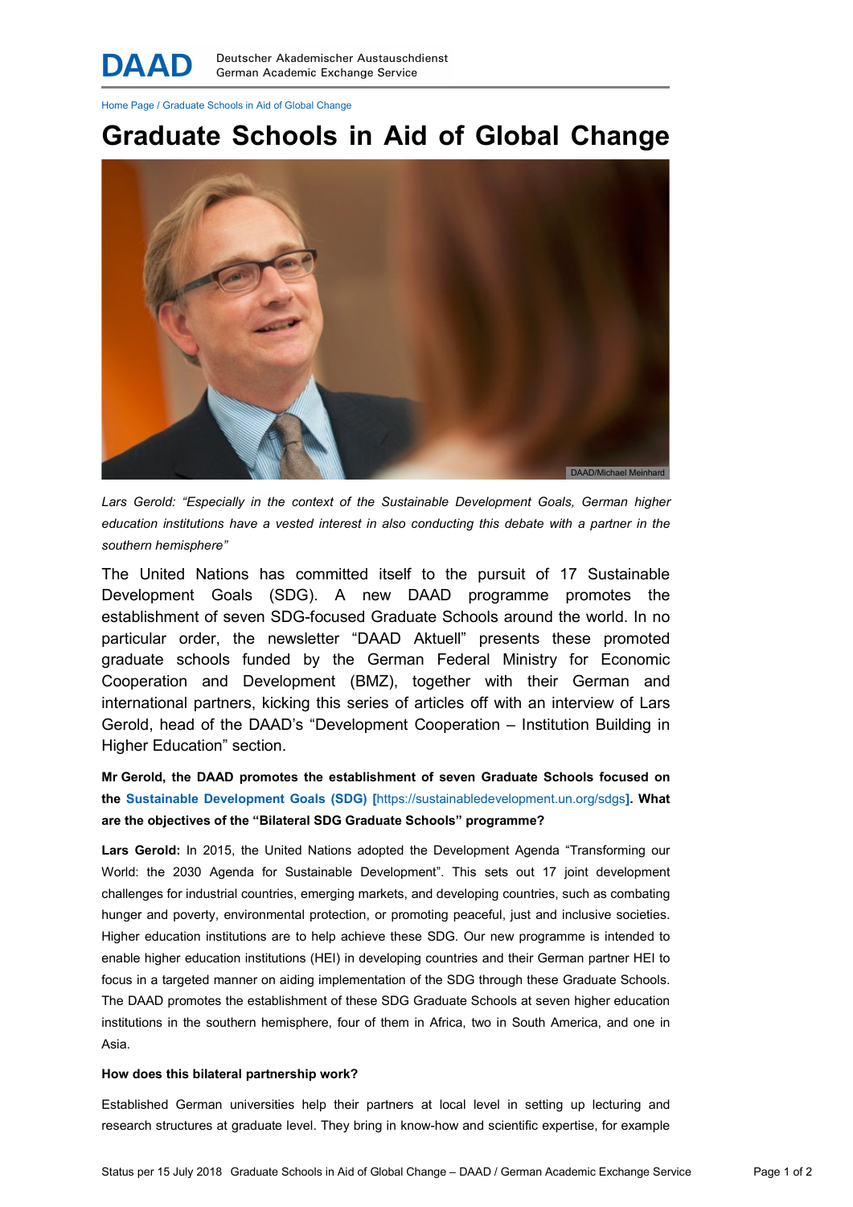DAAD Deutscher Akademischer Austauschdienst German Academic Exchange Service

Home Page / Graduate Schools in Aid of Global Change

# Graduate Schools in Aid of Global Change

DAAD/Michael Meinhard

*Lars Gerold: "Especially in the context of the Sustainable Development Goals, German higher education institutions have a vested interest in also conducting this debate with a partner in the southern hemisphere"*

The United Nations has committed itself to the pursuit of 17 Sustainable Development Goals (SDG). A new DAAD programme promotes the establishment of seven SDG-focused Graduate Schools around the world. In no particular order, the newsletter "DAAD Aktuell" presents these promoted graduate schools funded by the German Federal Ministry for Economic Cooperation and Development (BMZ), together with their German and international partners, kicking this series of articles off with an interview of Lars Gerold, head of the DAAD's "Development Cooperation – Institution Building in Higher Education" section.

**Mr Gerold, the DAAD promotes the establishment of seven Graduate Schools focused on the Sustainable Development Goals (SDG) [https://sustainabledevelopment.un.org/sdgs]. What are the objectives of the "Bilateral SDG Graduate Schools" programme?**

**Lars Gerold:** In 2015, the United Nations adopted the Development Agenda "Transforming our World: the 2030 Agenda for Sustainable Development". This sets out 17 joint development challenges for industrial countries, emerging markets, and developing countries, such as combating hunger and poverty, environmental protection, or promoting peaceful, just and inclusive societies. Higher education institutions are to help achieve these SDG. Our new programme is intended to enable higher education institutions (HEI) in developing countries and their German partner HEI to focus in a targeted manner on aiding implementation of the SDG through these Graduate Schools. The DAAD promotes the establishment of these SDG Graduate Schools at seven higher education institutions in the southern hemisphere, four of them in Africa, two in South America, and one in Asia.

**How does this bilateral partnership work?**

Established German universities help their partners at local level in setting up lecturing and research structures at graduate level. They bring in know-how and scientific expertise, for example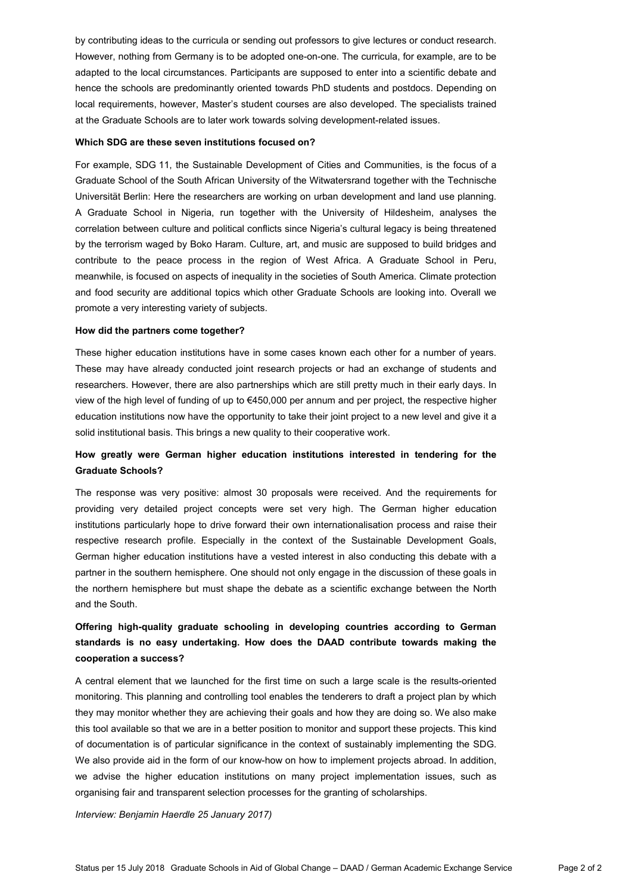by contributing ideas to the curricula or sending out professors to give lectures or conduct research. However, nothing from Germany is to be adopted one-on-one. The curricula, for example, are to be adapted to the local circumstances. Participants are supposed to enter into a scientific debate and hence the schools are predominantly oriented towards PhD students and postdocs. Depending on local requirements, however, Master's student courses are also developed. The specialists trained at the Graduate Schools are to later work towards solving development-related issues.

**Which SDG are these seven institutions focused on?**

For example, SDG 11, the Sustainable Development of Cities and Communities, is the focus of a Graduate School of the South African University of the Witwatersrand together with the Technische Universität Berlin: Here the researchers are working on urban development and land use planning. A Graduate School in Nigeria, run together with the University of Hildesheim, analyses the correlation between culture and political conflicts since Nigeria's cultural legacy is being threatened by the terrorism waged by Boko Haram. Culture, art, and music are supposed to build bridges and contribute to the peace process in the region of West Africa. A Graduate School in Peru, meanwhile, is focused on aspects of inequality in the societies of South America. Climate protection and food security are additional topics which other Graduate Schools are looking into. Overall we promote a very interesting variety of subjects.

**How did the partners come together?**

These higher education institutions have in some cases known each other for a number of years. These may have already conducted joint research projects or had an exchange of students and researchers. However, there are also partnerships which are still pretty much in their early days. In view of the high level of funding of up to €450,000 per annum and per project, the respective higher education institutions now have the opportunity to take their joint project to a new level and give it a solid institutional basis. This brings a new quality to their cooperative work.

**How greatly were German higher education institutions interested in tendering for the Graduate Schools?**

The response was very positive: almost 30 proposals were received. And the requirements for providing very detailed project concepts were set very high. The German higher education institutions particularly hope to drive forward their own internationalisation process and raise their respective research profile. Especially in the context of the Sustainable Development Goals, German higher education institutions have a vested interest in also conducting this debate with a partner in the southern hemisphere. One should not only engage in the discussion of these goals in the northern hemisphere but must shape the debate as a scientific exchange between the North and the South.

**Offering high-quality graduate schooling in developing countries according to German standards is no easy undertaking. How does the DAAD contribute towards making the cooperation a success?**

A central element that we launched for the first time on such a large scale is the results-oriented monitoring. This planning and controlling tool enables the tenderers to draft a project plan by which they may monitor whether they are achieving their goals and how they are doing so. We also make this tool available so that we are in a better position to monitor and support these projects. This kind of documentation is of particular significance in the context of sustainably implementing the SDG. We also provide aid in the form of our know-how on how to implement projects abroad. In addition, we advise the higher education institutions on many project implementation issues, such as organising fair and transparent selection processes for the granting of scholarships.

*Interview: Benjamin Haerdle 25 January 2017)*